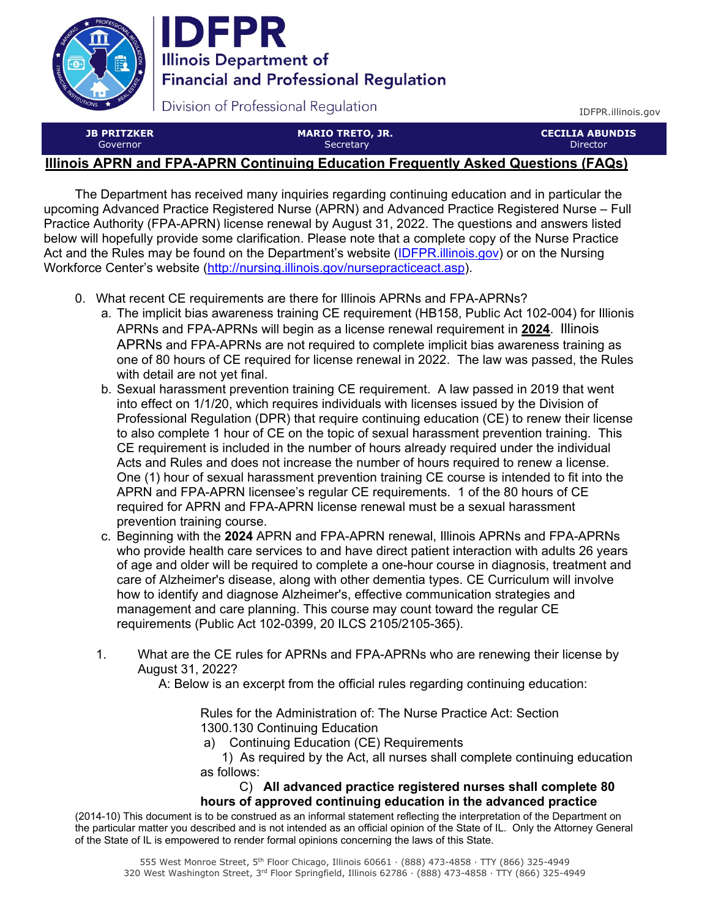# IDFPR

**Illinois Department of Financial and Professional Regulation**

Division of Professional Regulation

IDFPR.illinois.gov

| JB PRITZKER | MARIO TRETO, JR. | CECILIA ABUNDIS |
|---|---|---|
| Governor | Secretary | Director |

## Illinois APRN and FPA-APRN Continuing Education Frequently Asked Questions (FAQs)

The Department has received many inquiries regarding continuing education and in particular the upcoming Advanced Practice Registered Nurse (APRN) and Advanced Practice Registered Nurse – Full Practice Authority (FPA-APRN) license renewal by August 31, 2022. The questions and answers listed below will hopefully provide some clarification. Please note that a complete copy of the Nurse Practice Act and the Rules may be found on the Department's website (IDFPR.illinois.gov) or on the Nursing Workforce Center's website (http://nursing.illinois.gov/nursepracticeact.asp).

0. What recent CE requirements are there for Illinois APRNs and FPA-APRNs?
   a. The implicit bias awareness training CE requirement (HB158, Public Act 102-004) for Illinois APRNs and FPA-APRNs will begin as a license renewal requirement in **2024**. Illinois APRNs and FPA-APRNs are not required to complete implicit bias awareness training as one of 80 hours of CE required for license renewal in 2022. The law was passed, the Rules with detail are not yet final.
   b. Sexual harassment prevention training CE requirement. A law passed in 2019 that went into effect on 1/1/20, which requires individuals with licenses issued by the Division of Professional Regulation (DPR) that require continuing education (CE) to renew their license to also complete 1 hour of CE on the topic of sexual harassment prevention training. This CE requirement is included in the number of hours already required under the individual Acts and Rules and does not increase the number of hours required to renew a license. One (1) hour of sexual harassment prevention training CE course is intended to fit into the APRN and FPA-APRN licensee's regular CE requirements. 1 of the 80 hours of CE required for APRN and FPA-APRN license renewal must be a sexual harassment prevention training course.
   c. Beginning with the **2024** APRN and FPA-APRN renewal, Illinois APRNs and FPA-APRNs who provide health care services to and have direct patient interaction with adults 26 years of age and older will be required to complete a one-hour course in diagnosis, treatment and care of Alzheimer's disease, along with other dementia types. CE Curriculum will involve how to identify and diagnose Alzheimer's, effective communication strategies and management and care planning. This course may count toward the regular CE requirements (Public Act 102-0399, 20 ILCS 2105/2105-365).

1. What are the CE rules for APRNs and FPA-APRNs who are renewing their license by August 31, 2022?

   A: Below is an excerpt from the official rules regarding continuing education:

   > Rules for the Administration of: The Nurse Practice Act: Section 1300.130 Continuing Education
   >
   > a) Continuing Education (CE) Requirements
   >
   > 1) As required by the Act, all nurses shall complete continuing education as follows:
   >
   > C) **All advanced practice registered nurses shall complete 80 hours of approved continuing education in the advanced practice**

(2014-10) This document is to be construed as an informal statement reflecting the interpretation of the Department on the particular matter you described and is not intended as an official opinion of the State of IL. Only the Attorney General of the State of IL is empowered to render formal opinions concerning the laws of this State.

555 West Monroe Street, 5th Floor Chicago, Illinois 60661 · (888) 473-4858 · TTY (866) 325-4949
320 West Washington Street, 3rd Floor Springfield, Illinois 62786 · (888) 473-4858 · TTY (866) 325-4949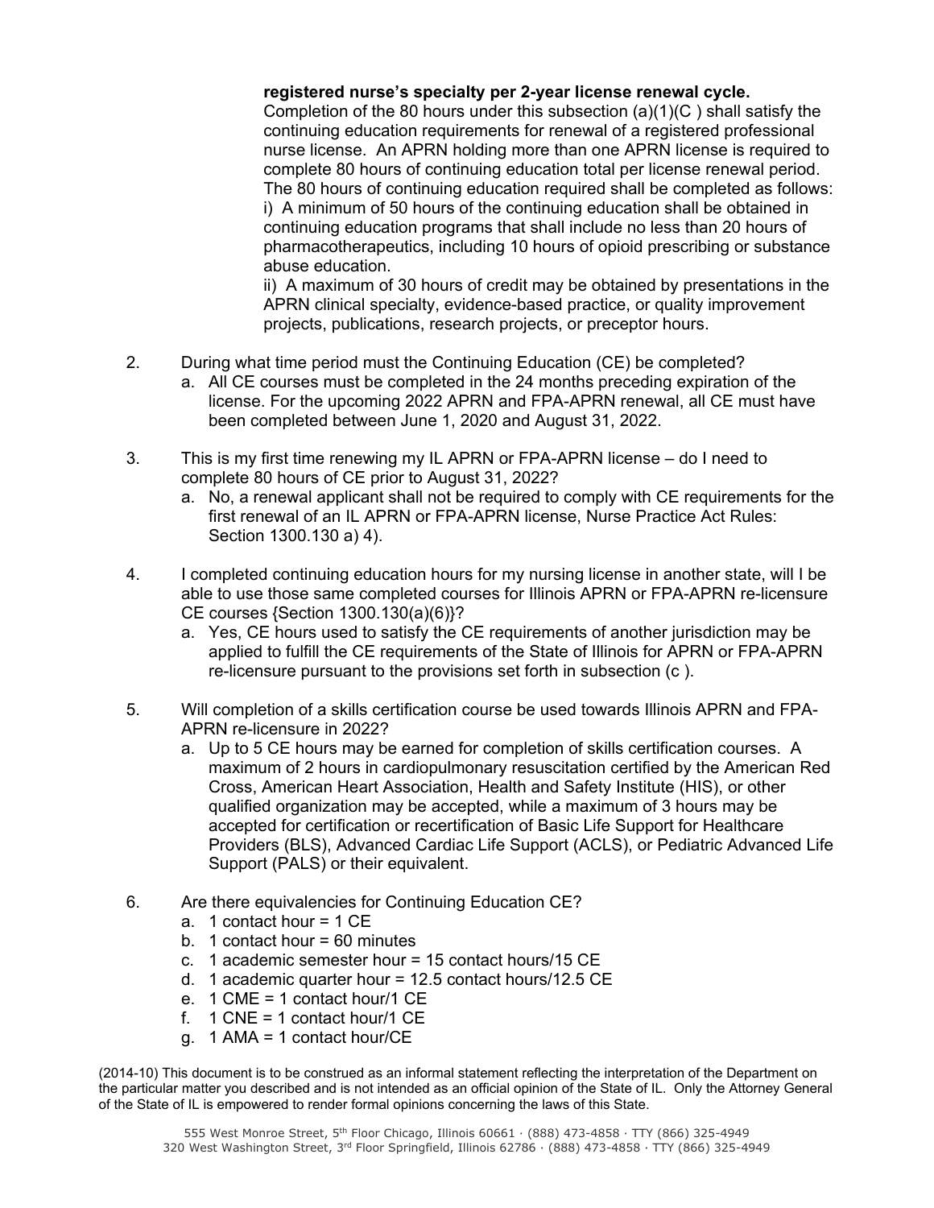**registered nurse's specialty per 2-year license renewal cycle.** Completion of the 80 hours under this subsection (a)(1)(C ) shall satisfy the continuing education requirements for renewal of a registered professional nurse license. An APRN holding more than one APRN license is required to complete 80 hours of continuing education total per license renewal period. The 80 hours of continuing education required shall be completed as follows:

i) A minimum of 50 hours of the continuing education shall be obtained in continuing education programs that shall include no less than 20 hours of pharmacotherapeutics, including 10 hours of opioid prescribing or substance abuse education.

ii) A maximum of 30 hours of credit may be obtained by presentations in the APRN clinical specialty, evidence-based practice, or quality improvement projects, publications, research projects, or preceptor hours.

2. During what time period must the Continuing Education (CE) be completed?
   a. All CE courses must be completed in the 24 months preceding expiration of the license. For the upcoming 2022 APRN and FPA-APRN renewal, all CE must have been completed between June 1, 2020 and August 31, 2022.

3. This is my first time renewing my IL APRN or FPA-APRN license – do I need to complete 80 hours of CE prior to August 31, 2022?
   a. No, a renewal applicant shall not be required to comply with CE requirements for the first renewal of an IL APRN or FPA-APRN license, Nurse Practice Act Rules: Section 1300.130 a) 4).

4. I completed continuing education hours for my nursing license in another state, will I be able to use those same completed courses for Illinois APRN or FPA-APRN re-licensure CE courses {Section 1300.130(a)(6)}?
   a. Yes, CE hours used to satisfy the CE requirements of another jurisdiction may be applied to fulfill the CE requirements of the State of Illinois for APRN or FPA-APRN re-licensure pursuant to the provisions set forth in subsection (c ).

5. Will completion of a skills certification course be used towards Illinois APRN and FPA-APRN re-licensure in 2022?
   a. Up to 5 CE hours may be earned for completion of skills certification courses. A maximum of 2 hours in cardiopulmonary resuscitation certified by the American Red Cross, American Heart Association, Health and Safety Institute (HIS), or other qualified organization may be accepted, while a maximum of 3 hours may be accepted for certification or recertification of Basic Life Support for Healthcare Providers (BLS), Advanced Cardiac Life Support (ACLS), or Pediatric Advanced Life Support (PALS) or their equivalent.

6. Are there equivalencies for Continuing Education CE?
   a. 1 contact hour = 1 CE
   b. 1 contact hour = 60 minutes
   c. 1 academic semester hour = 15 contact hours/15 CE
   d. 1 academic quarter hour = 12.5 contact hours/12.5 CE
   e. 1 CME = 1 contact hour/1 CE
   f. 1 CNE = 1 contact hour/1 CE
   g. 1 AMA = 1 contact hour/CE

(2014-10) This document is to be construed as an informal statement reflecting the interpretation of the Department on the particular matter you described and is not intended as an official opinion of the State of IL. Only the Attorney General of the State of IL is empowered to render formal opinions concerning the laws of this State.

555 West Monroe Street, 5th Floor Chicago, Illinois 60661 · (888) 473-4858 · TTY (866) 325-4949
320 West Washington Street, 3rd Floor Springfield, Illinois 62786 · (888) 473-4858 · TTY (866) 325-4949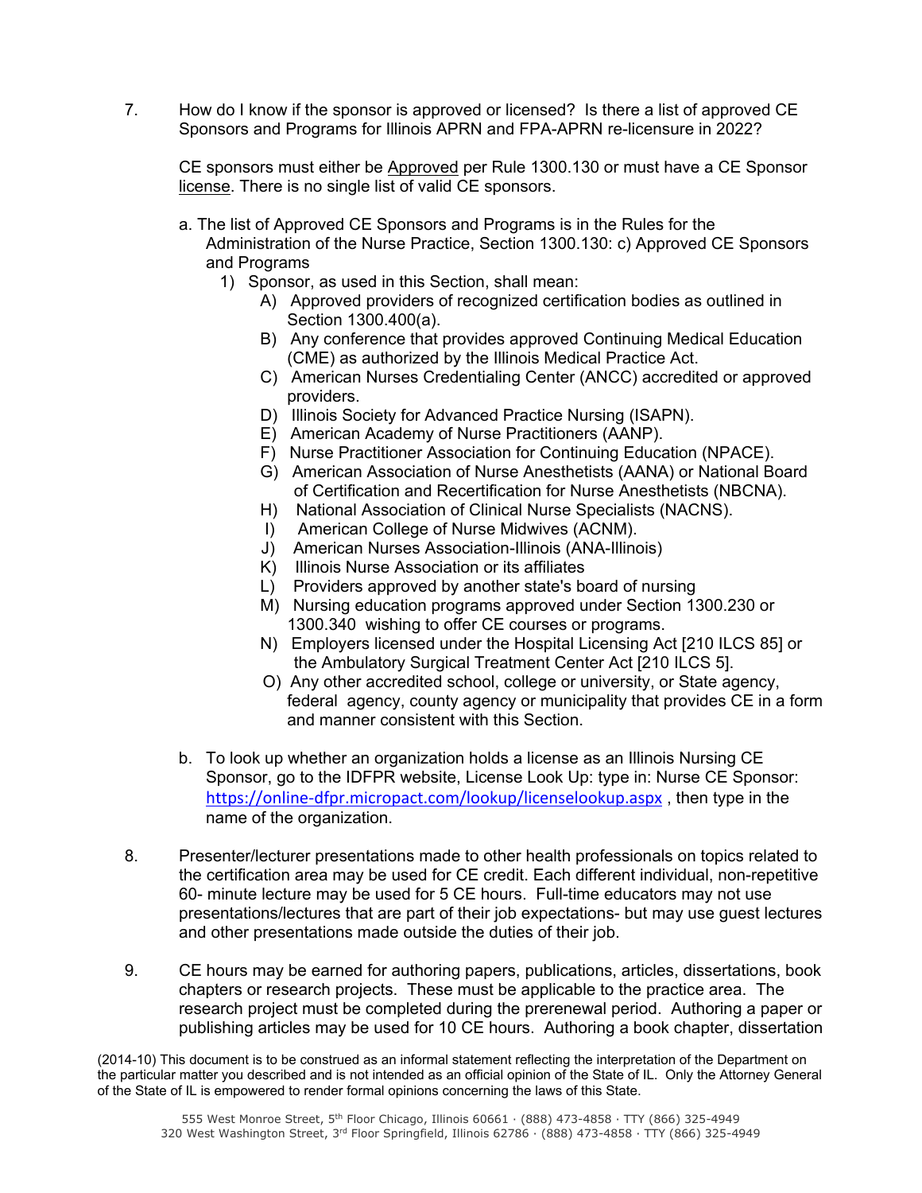7. How do I know if the sponsor is approved or licensed? Is there a list of approved CE Sponsors and Programs for Illinois APRN and FPA-APRN re-licensure in 2022?

   CE sponsors must either be Approved per Rule 1300.130 or must have a CE Sponsor license. There is no single list of valid CE sponsors.

   a. The list of Approved CE Sponsors and Programs is in the Rules for the Administration of the Nurse Practice, Section 1300.130: c) Approved CE Sponsors and Programs
      1) Sponsor, as used in this Section, shall mean:
         A) Approved providers of recognized certification bodies as outlined in Section 1300.400(a).
         B) Any conference that provides approved Continuing Medical Education (CME) as authorized by the Illinois Medical Practice Act.
         C) American Nurses Credentialing Center (ANCC) accredited or approved providers.
         D) Illinois Society for Advanced Practice Nursing (ISAPN).
         E) American Academy of Nurse Practitioners (AANP).
         F) Nurse Practitioner Association for Continuing Education (NPACE).
         G) American Association of Nurse Anesthetists (AANA) or National Board of Certification and Recertification for Nurse Anesthetists (NBCNA).
         H) National Association of Clinical Nurse Specialists (NACNS).
         I) American College of Nurse Midwives (ACNM).
         J) American Nurses Association-Illinois (ANA-Illinois)
         K) Illinois Nurse Association or its affiliates
         L) Providers approved by another state's board of nursing
         M) Nursing education programs approved under Section 1300.230 or 1300.340 wishing to offer CE courses or programs.
         N) Employers licensed under the Hospital Licensing Act [210 ILCS 85] or the Ambulatory Surgical Treatment Center Act [210 ILCS 5].
         O) Any other accredited school, college or university, or State agency, federal agency, county agency or municipality that provides CE in a form and manner consistent with this Section.

   b. To look up whether an organization holds a license as an Illinois Nursing CE Sponsor, go to the IDFPR website, License Look Up: type in: Nurse CE Sponsor: https://online-dfpr.micropact.com/lookup/licenselookup.aspx , then type in the name of the organization.

8. Presenter/lecturer presentations made to other health professionals on topics related to the certification area may be used for CE credit. Each different individual, non-repetitive 60- minute lecture may be used for 5 CE hours. Full-time educators may not use presentations/lectures that are part of their job expectations- but may use guest lectures and other presentations made outside the duties of their job.

9. CE hours may be earned for authoring papers, publications, articles, dissertations, book chapters or research projects. These must be applicable to the practice area. The research project must be completed during the prerenewal period. Authoring a paper or publishing articles may be used for 10 CE hours. Authoring a book chapter, dissertation

(2014-10) This document is to be construed as an informal statement reflecting the interpretation of the Department on the particular matter you described and is not intended as an official opinion of the State of IL. Only the Attorney General of the State of IL is empowered to render formal opinions concerning the laws of this State.

555 West Monroe Street, 5th Floor Chicago, Illinois 60661 · (888) 473-4858 · TTY (866) 325-4949
320 West Washington Street, 3rd Floor Springfield, Illinois 62786 · (888) 473-4858 · TTY (866) 325-4949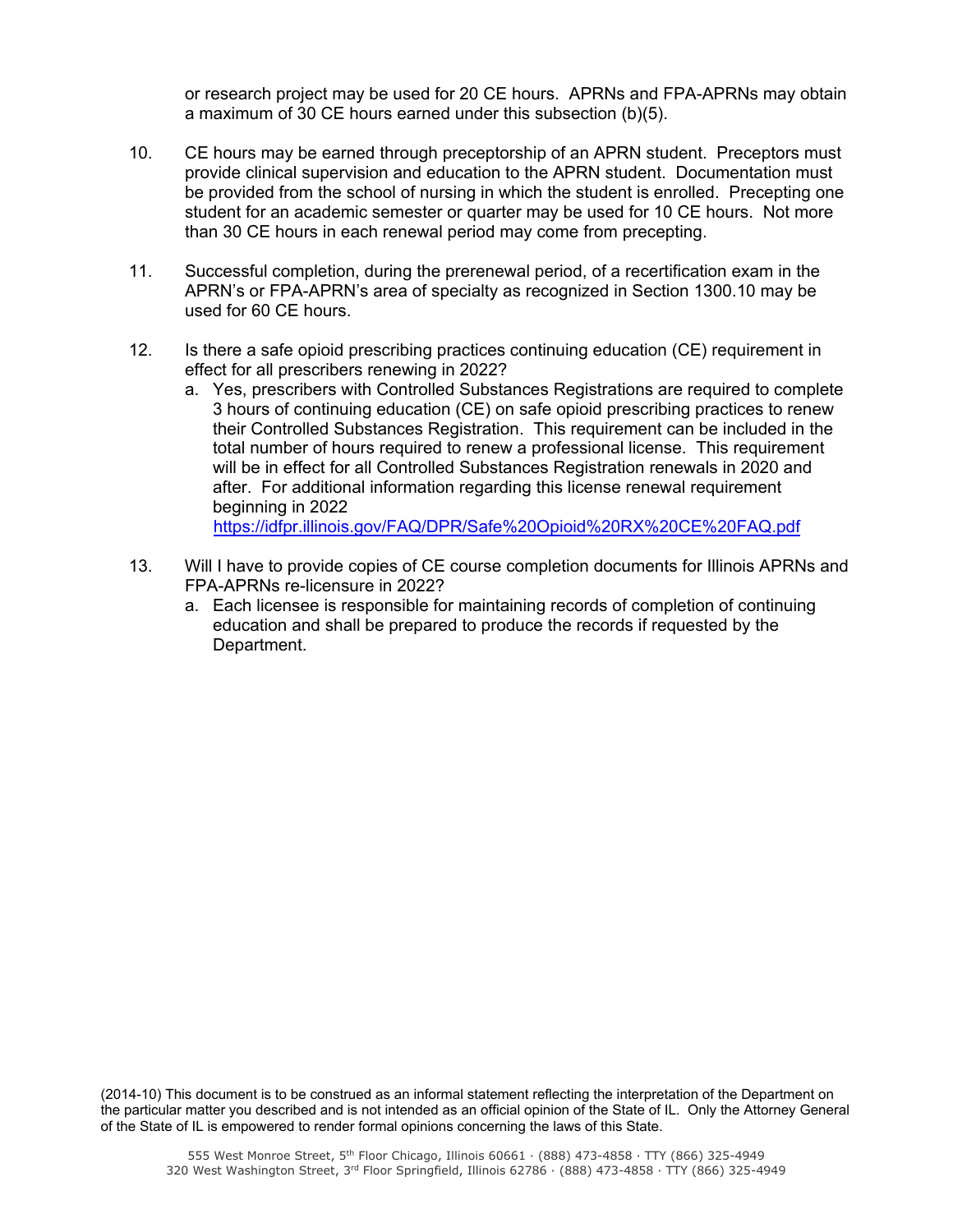or research project may be used for 20 CE hours. APRNs and FPA-APRNs may obtain a maximum of 30 CE hours earned under this subsection (b)(5).

10. CE hours may be earned through preceptorship of an APRN student. Preceptors must provide clinical supervision and education to the APRN student. Documentation must be provided from the school of nursing in which the student is enrolled. Precepting one student for an academic semester or quarter may be used for 10 CE hours. Not more than 30 CE hours in each renewal period may come from precepting.

11. Successful completion, during the prerenewal period, of a recertification exam in the APRN's or FPA-APRN's area of specialty as recognized in Section 1300.10 may be used for 60 CE hours.

12. Is there a safe opioid prescribing practices continuing education (CE) requirement in effect for all prescribers renewing in 2022?
    a. Yes, prescribers with Controlled Substances Registrations are required to complete 3 hours of continuing education (CE) on safe opioid prescribing practices to renew their Controlled Substances Registration. This requirement can be included in the total number of hours required to renew a professional license. This requirement will be in effect for all Controlled Substances Registration renewals in 2020 and after. For additional information regarding this license renewal requirement beginning in 2022 https://idfpr.illinois.gov/FAQ/DPR/Safe%20Opioid%20RX%20CE%20FAQ.pdf

13. Will I have to provide copies of CE course completion documents for Illinois APRNs and FPA-APRNs re-licensure in 2022?
    a. Each licensee is responsible for maintaining records of completion of continuing education and shall be prepared to produce the records if requested by the Department.

(2014-10) This document is to be construed as an informal statement reflecting the interpretation of the Department on the particular matter you described and is not intended as an official opinion of the State of IL. Only the Attorney General of the State of IL is empowered to render formal opinions concerning the laws of this State.

555 West Monroe Street, 5th Floor Chicago, Illinois 60661 · (888) 473-4858 · TTY (866) 325-4949
320 West Washington Street, 3rd Floor Springfield, Illinois 62786 · (888) 473-4858 · TTY (866) 325-4949